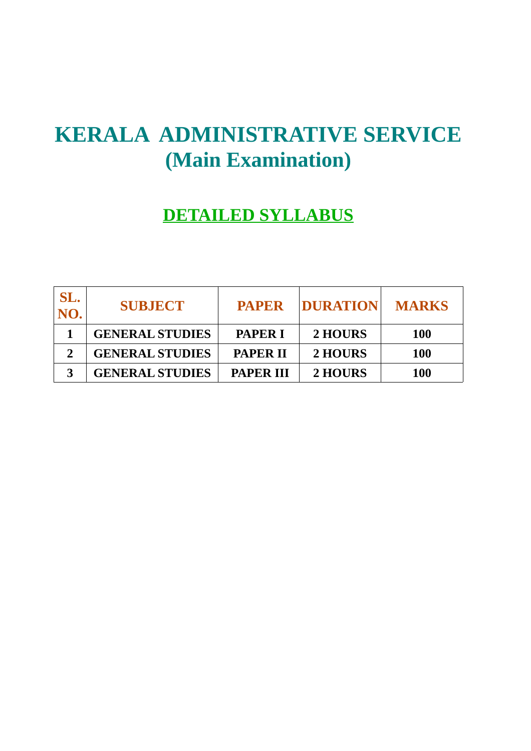# KERALA ADMINISTRATIVE SERVICE
# (Main Examination)

## DETAILED SYLLABUS

| SL. NO. | SUBJECT | PAPER | DURATION | MARKS |
|---|---|---|---|---|
| 1 | GENERAL STUDIES | PAPER I | 2 HOURS | 100 |
| 2 | GENERAL STUDIES | PAPER II | 2 HOURS | 100 |
| 3 | GENERAL STUDIES | PAPER III | 2 HOURS | 100 |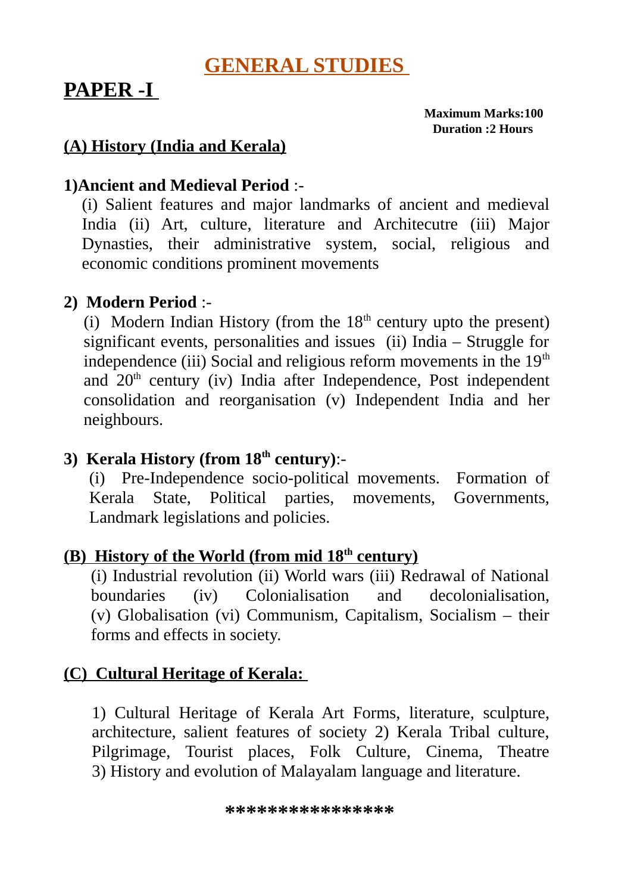# GENERAL STUDIES

## PAPER -I

**Maximum Marks:100**
**Duration :2 Hours**

### (A) History (India and Kerala)

**1)Ancient and Medieval Period** :-

(i) Salient features and major landmarks of ancient and medieval India (ii) Art, culture, literature and Architecutre (iii) Major Dynasties, their administrative system, social, religious and economic conditions prominent movements

**2) Modern Period** :-

(i) Modern Indian History (from the 18th century upto the present) significant events, personalities and issues (ii) India – Struggle for independence (iii) Social and religious reform movements in the 19th and 20th century (iv) India after Independence, Post independent consolidation and reorganisation (v) Independent India and her neighbours.

**3) Kerala History (from 18th century)**:-

(i) Pre-Independence socio-political movements. Formation of Kerala State, Political parties, movements, Governments, Landmark legislations and policies.

### (B) History of the World (from mid 18th century)

(i) Industrial revolution (ii) World wars (iii) Redrawal of National boundaries (iv) Colonialisation and decolonialisation, (v) Globalisation (vi) Communism, Capitalism, Socialism – their forms and effects in society.

### (C) Cultural Heritage of Kerala:

1) Cultural Heritage of Kerala Art Forms, literature, sculpture, architecture, salient features of society 2) Kerala Tribal culture, Pilgrimage, Tourist places, Folk Culture, Cinema, Theatre 3) History and evolution of Malayalam language and literature.

****************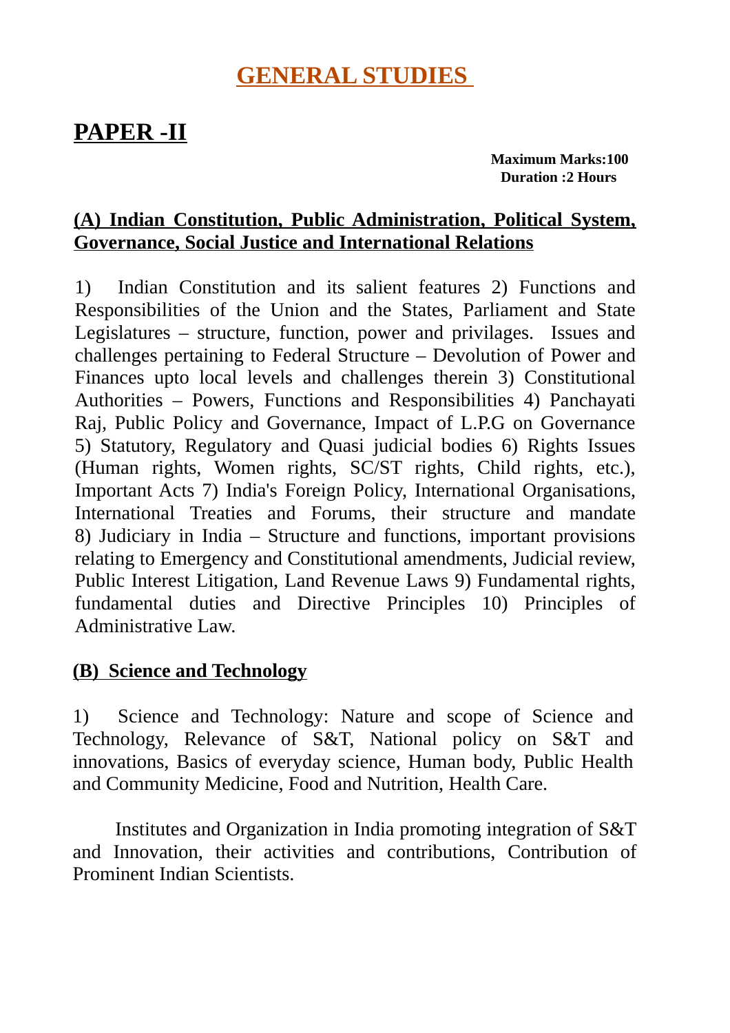# GENERAL STUDIES

## PAPER -II

**Maximum Marks:100**
**Duration :2 Hours**

### (A) Indian Constitution, Public Administration, Political System, Governance, Social Justice and International Relations

1) Indian Constitution and its salient features 2) Functions and Responsibilities of the Union and the States, Parliament and State Legislatures – structure, function, power and privilages. Issues and challenges pertaining to Federal Structure – Devolution of Power and Finances upto local levels and challenges therein 3) Constitutional Authorities – Powers, Functions and Responsibilities 4) Panchayati Raj, Public Policy and Governance, Impact of L.P.G on Governance 5) Statutory, Regulatory and Quasi judicial bodies 6) Rights Issues (Human rights, Women rights, SC/ST rights, Child rights, etc.), Important Acts 7) India's Foreign Policy, International Organisations, International Treaties and Forums, their structure and mandate 8) Judiciary in India – Structure and functions, important provisions relating to Emergency and Constitutional amendments, Judicial review, Public Interest Litigation, Land Revenue Laws 9) Fundamental rights, fundamental duties and Directive Principles 10) Principles of Administrative Law.

### (B) Science and Technology

1) Science and Technology: Nature and scope of Science and Technology, Relevance of S&T, National policy on S&T and innovations, Basics of everyday science, Human body, Public Health and Community Medicine, Food and Nutrition, Health Care.

Institutes and Organization in India promoting integration of S&T and Innovation, their activities and contributions, Contribution of Prominent Indian Scientists.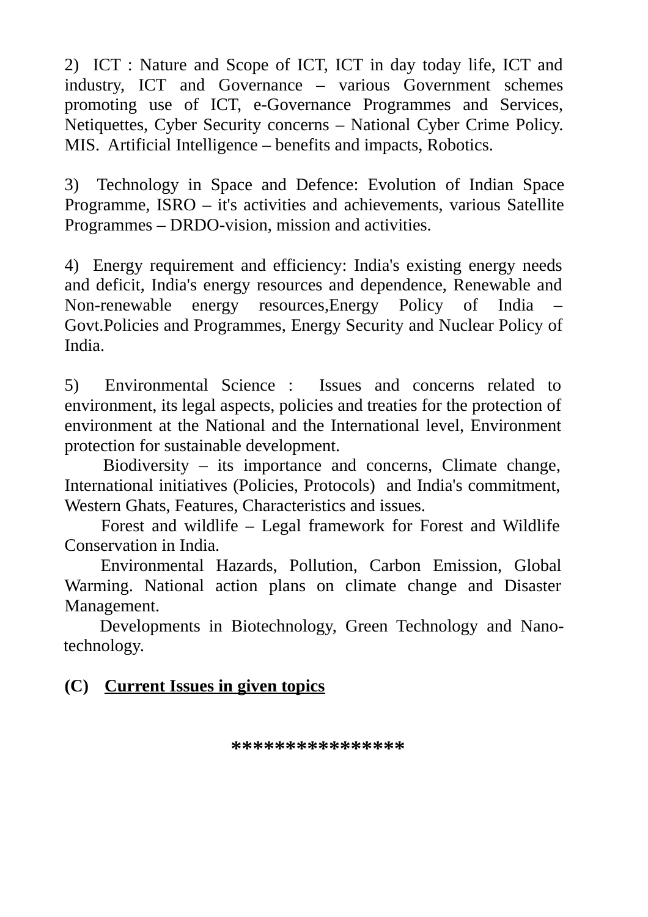2) ICT : Nature and Scope of ICT, ICT in day today life, ICT and industry, ICT and Governance – various Government schemes promoting use of ICT, e-Governance Programmes and Services, Netiquettes, Cyber Security concerns – National Cyber Crime Policy. MIS. Artificial Intelligence – benefits and impacts, Robotics.

3) Technology in Space and Defence: Evolution of Indian Space Programme, ISRO – it's activities and achievements, various Satellite Programmes – DRDO-vision, mission and activities.

4) Energy requirement and efficiency: India's existing energy needs and deficit, India's energy resources and dependence, Renewable and Non-renewable energy resources,Energy Policy of India – Govt.Policies and Programmes, Energy Security and Nuclear Policy of India.

5) Environmental Science : Issues and concerns related to environment, its legal aspects, policies and treaties for the protection of environment at the National and the International level, Environment protection for sustainable development.

Biodiversity – its importance and concerns, Climate change, International initiatives (Policies, Protocols) and India's commitment, Western Ghats, Features, Characteristics and issues.

Forest and wildlife – Legal framework for Forest and Wildlife Conservation in India.

Environmental Hazards, Pollution, Carbon Emission, Global Warming. National action plans on climate change and Disaster Management.

Developments in Biotechnology, Green Technology and Nano-technology.

**(C) <u>Current Issues in given topics</u>**

****************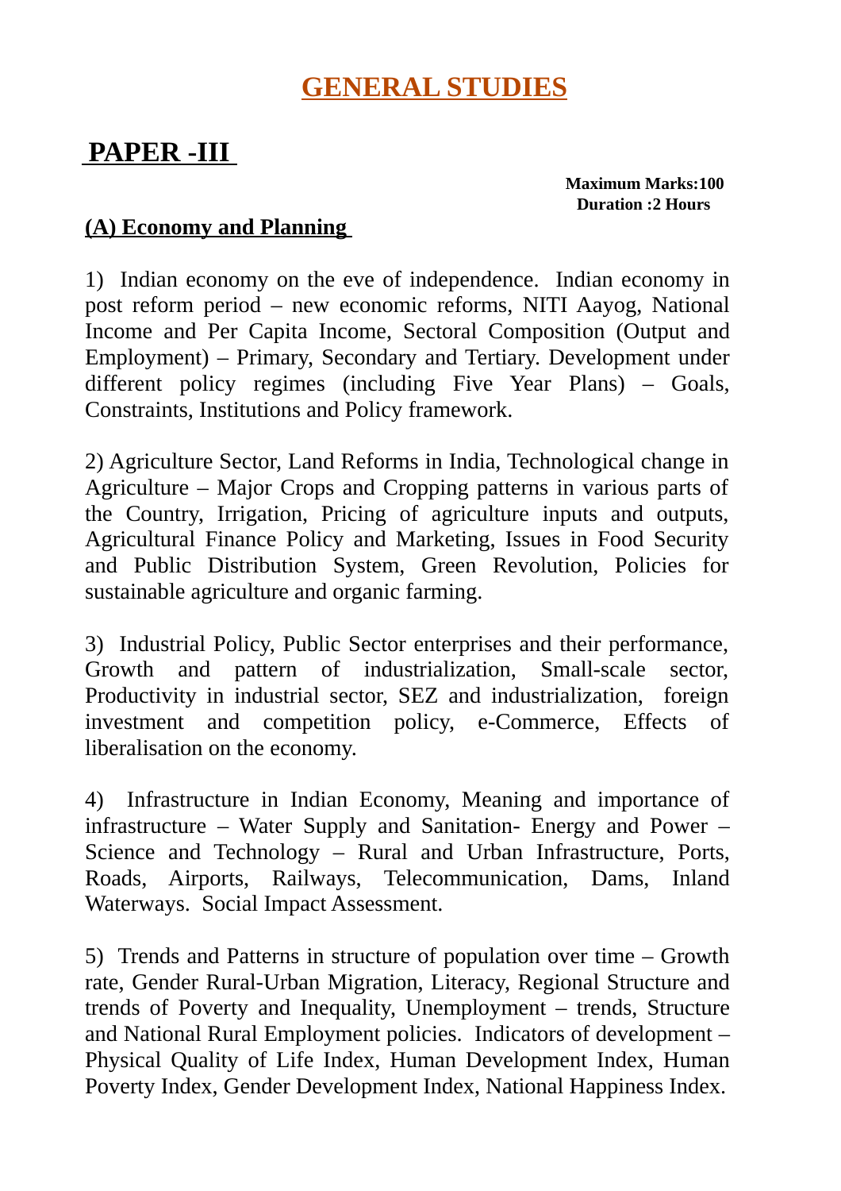# GENERAL STUDIES

## PAPER -III

**Maximum Marks:100**
**Duration :2 Hours**

### (A) Economy and Planning

1) Indian economy on the eve of independence. Indian economy in post reform period – new economic reforms, NITI Aayog, National Income and Per Capita Income, Sectoral Composition (Output and Employment) – Primary, Secondary and Tertiary. Development under different policy regimes (including Five Year Plans) – Goals, Constraints, Institutions and Policy framework.

2) Agriculture Sector, Land Reforms in India, Technological change in Agriculture – Major Crops and Cropping patterns in various parts of the Country, Irrigation, Pricing of agriculture inputs and outputs, Agricultural Finance Policy and Marketing, Issues in Food Security and Public Distribution System, Green Revolution, Policies for sustainable agriculture and organic farming.

3) Industrial Policy, Public Sector enterprises and their performance, Growth and pattern of industrialization, Small-scale sector, Productivity in industrial sector, SEZ and industrialization, foreign investment and competition policy, e-Commerce, Effects of liberalisation on the economy.

4) Infrastructure in Indian Economy, Meaning and importance of infrastructure – Water Supply and Sanitation- Energy and Power – Science and Technology – Rural and Urban Infrastructure, Ports, Roads, Airports, Railways, Telecommunication, Dams, Inland Waterways. Social Impact Assessment.

5) Trends and Patterns in structure of population over time – Growth rate, Gender Rural-Urban Migration, Literacy, Regional Structure and trends of Poverty and Inequality, Unemployment – trends, Structure and National Rural Employment policies. Indicators of development – Physical Quality of Life Index, Human Development Index, Human Poverty Index, Gender Development Index, National Happiness Index.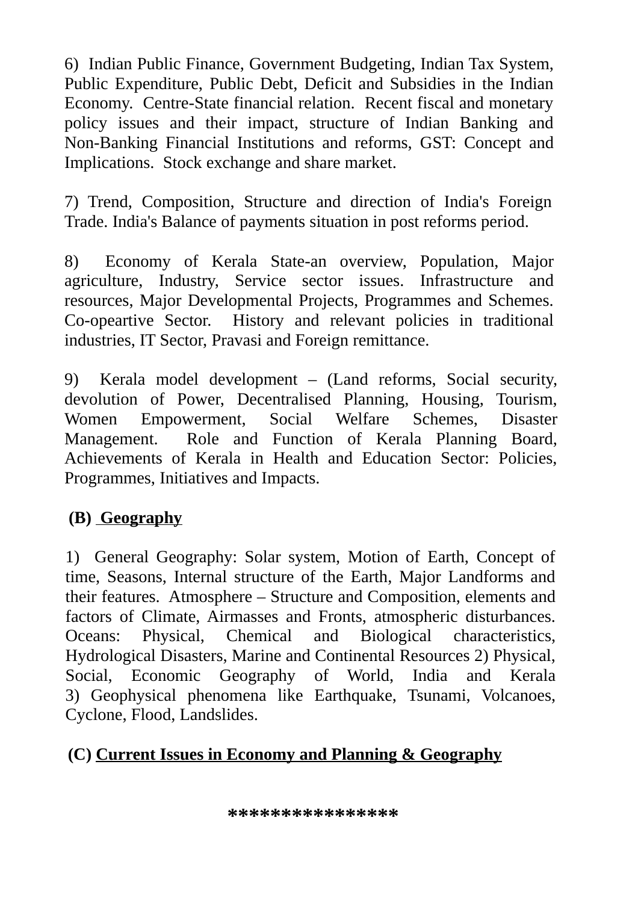6) Indian Public Finance, Government Budgeting, Indian Tax System, Public Expenditure, Public Debt, Deficit and Subsidies in the Indian Economy. Centre-State financial relation. Recent fiscal and monetary policy issues and their impact, structure of Indian Banking and Non-Banking Financial Institutions and reforms, GST: Concept and Implications. Stock exchange and share market.

7) Trend, Composition, Structure and direction of India's Foreign Trade. India's Balance of payments situation in post reforms period.

8) Economy of Kerala State-an overview, Population, Major agriculture, Industry, Service sector issues. Infrastructure and resources, Major Developmental Projects, Programmes and Schemes. Co-opeartive Sector. History and relevant policies in traditional industries, IT Sector, Pravasi and Foreign remittance.

9) Kerala model development – (Land reforms, Social security, devolution of Power, Decentralised Planning, Housing, Tourism, Women Empowerment, Social Welfare Schemes, Disaster Management. Role and Function of Kerala Planning Board, Achievements of Kerala in Health and Education Sector: Policies, Programmes, Initiatives and Impacts.

**(B) <u>Geography</u>**

1) General Geography: Solar system, Motion of Earth, Concept of time, Seasons, Internal structure of the Earth, Major Landforms and their features. Atmosphere – Structure and Composition, elements and factors of Climate, Airmasses and Fronts, atmospheric disturbances. Oceans: Physical, Chemical and Biological characteristics, Hydrological Disasters, Marine and Continental Resources 2) Physical, Social, Economic Geography of World, India and Kerala 3) Geophysical phenomena like Earthquake, Tsunami, Volcanoes, Cyclone, Flood, Landslides.

**(C) <u>Current Issues in Economy and Planning & Geography</u>**

***************